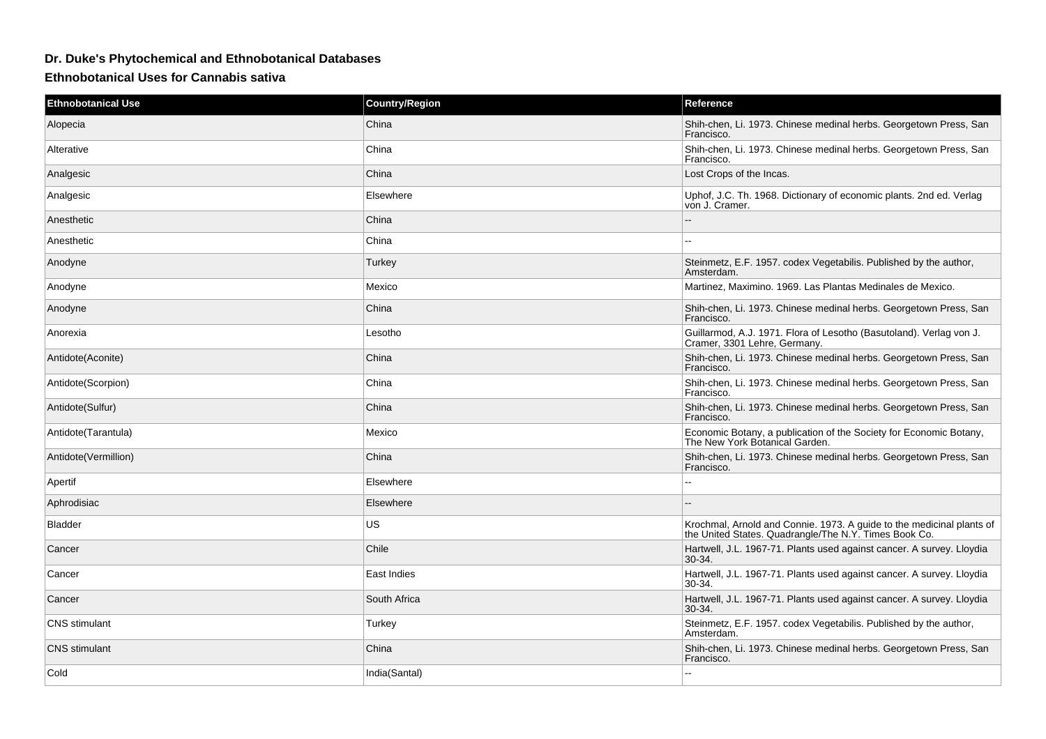## Dr. Duke's Phytochemical and Ethnobotanical Databases

### Ethnobotanical Uses for Cannabis sativa

| Ethnobotanical Use | Country/Region | Reference |
|---|---|---|
| Alopecia | China | Shih-chen, Li. 1973. Chinese medinal herbs. Georgetown Press, San Francisco. |
| Alterative | China | Shih-chen, Li. 1973. Chinese medinal herbs. Georgetown Press, San Francisco. |
| Analgesic | China | Lost Crops of the Incas. |
| Analgesic | Elsewhere | Uphof, J.C. Th. 1968. Dictionary of economic plants. 2nd ed. Verlag von J. Cramer. |
| Anesthetic | China | -- |
| Anesthetic | China | -- |
| Anodyne | Turkey | Steinmetz, E.F. 1957. codex Vegetabilis. Published by the author, Amsterdam. |
| Anodyne | Mexico | Martinez, Maximino. 1969. Las Plantas Medinales de Mexico. |
| Anodyne | China | Shih-chen, Li. 1973. Chinese medinal herbs. Georgetown Press, San Francisco. |
| Anorexia | Lesotho | Guillarmod, A.J. 1971. Flora of Lesotho (Basutoland). Verlag von J. Cramer, 3301 Lehre, Germany. |
| Antidote(Aconite) | China | Shih-chen, Li. 1973. Chinese medinal herbs. Georgetown Press, San Francisco. |
| Antidote(Scorpion) | China | Shih-chen, Li. 1973. Chinese medinal herbs. Georgetown Press, San Francisco. |
| Antidote(Sulfur) | China | Shih-chen, Li. 1973. Chinese medinal herbs. Georgetown Press, San Francisco. |
| Antidote(Tarantula) | Mexico | Economic Botany, a publication of the Society for Economic Botany, The New York Botanical Garden. |
| Antidote(Vermillion) | China | Shih-chen, Li. 1973. Chinese medinal herbs. Georgetown Press, San Francisco. |
| Apertif | Elsewhere | -- |
| Aphrodisiac | Elsewhere | -- |
| Bladder | US | Krochmal, Arnold and Connie. 1973. A guide to the medicinal plants of the United States. Quadrangle/The N.Y. Times Book Co. |
| Cancer | Chile | Hartwell, J.L. 1967-71. Plants used against cancer. A survey. Lloydia 30-34. |
| Cancer | East Indies | Hartwell, J.L. 1967-71. Plants used against cancer. A survey. Lloydia 30-34. |
| Cancer | South Africa | Hartwell, J.L. 1967-71. Plants used against cancer. A survey. Lloydia 30-34. |
| CNS stimulant | Turkey | Steinmetz, E.F. 1957. codex Vegetabilis. Published by the author, Amsterdam. |
| CNS stimulant | China | Shih-chen, Li. 1973. Chinese medinal herbs. Georgetown Press, San Francisco. |
| Cold | India(Santal) | -- |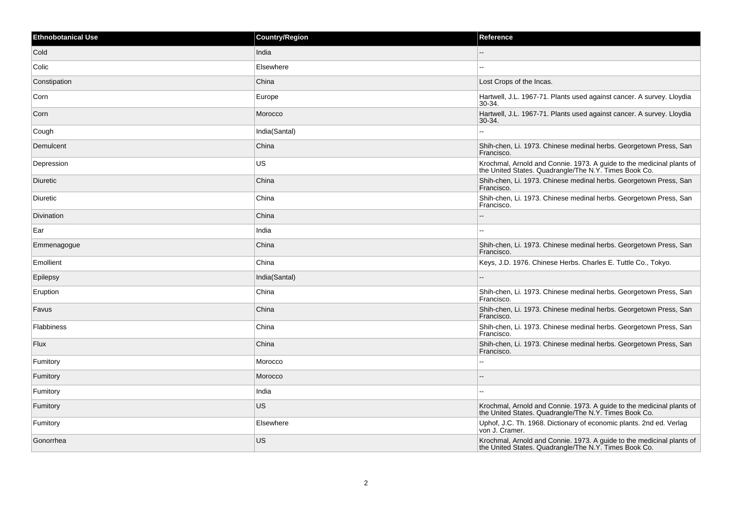| Ethnobotanical Use | Country/Region | Reference |
| --- | --- | --- |
| Cold | India | -- |
| Colic | Elsewhere | -- |
| Constipation | China | Lost Crops of the Incas. |
| Corn | Europe | Hartwell, J.L. 1967-71. Plants used against cancer. A survey. Lloydia 30-34. |
| Corn | Morocco | Hartwell, J.L. 1967-71. Plants used against cancer. A survey. Lloydia 30-34. |
| Cough | India(Santal) | -- |
| Demulcent | China | Shih-chen, Li. 1973. Chinese medinal herbs. Georgetown Press, San Francisco. |
| Depression | US | Krochmal, Arnold and Connie. 1973. A guide to the medicinal plants of the United States. Quadrangle/The N.Y. Times Book Co. |
| Diuretic | China | Shih-chen, Li. 1973. Chinese medinal herbs. Georgetown Press, San Francisco. |
| Diuretic | China | Shih-chen, Li. 1973. Chinese medinal herbs. Georgetown Press, San Francisco. |
| Divination | China | -- |
| Ear | India | -- |
| Emmenagogue | China | Shih-chen, Li. 1973. Chinese medinal herbs. Georgetown Press, San Francisco. |
| Emollient | China | Keys, J.D. 1976. Chinese Herbs. Charles E. Tuttle Co., Tokyo. |
| Epilepsy | India(Santal) | -- |
| Eruption | China | Shih-chen, Li. 1973. Chinese medinal herbs. Georgetown Press, San Francisco. |
| Favus | China | Shih-chen, Li. 1973. Chinese medinal herbs. Georgetown Press, San Francisco. |
| Flabbiness | China | Shih-chen, Li. 1973. Chinese medinal herbs. Georgetown Press, San Francisco. |
| Flux | China | Shih-chen, Li. 1973. Chinese medinal herbs. Georgetown Press, San Francisco. |
| Fumitory | Morocco | -- |
| Fumitory | Morocco | -- |
| Fumitory | India | -- |
| Fumitory | US | Krochmal, Arnold and Connie. 1973. A guide to the medicinal plants of the United States. Quadrangle/The N.Y. Times Book Co. |
| Fumitory | Elsewhere | Uphof, J.C. Th. 1968. Dictionary of economic plants. 2nd ed. Verlag von J. Cramer. |
| Gonorrhea | US | Krochmal, Arnold and Connie. 1973. A guide to the medicinal plants of the United States. Quadrangle/The N.Y. Times Book Co. |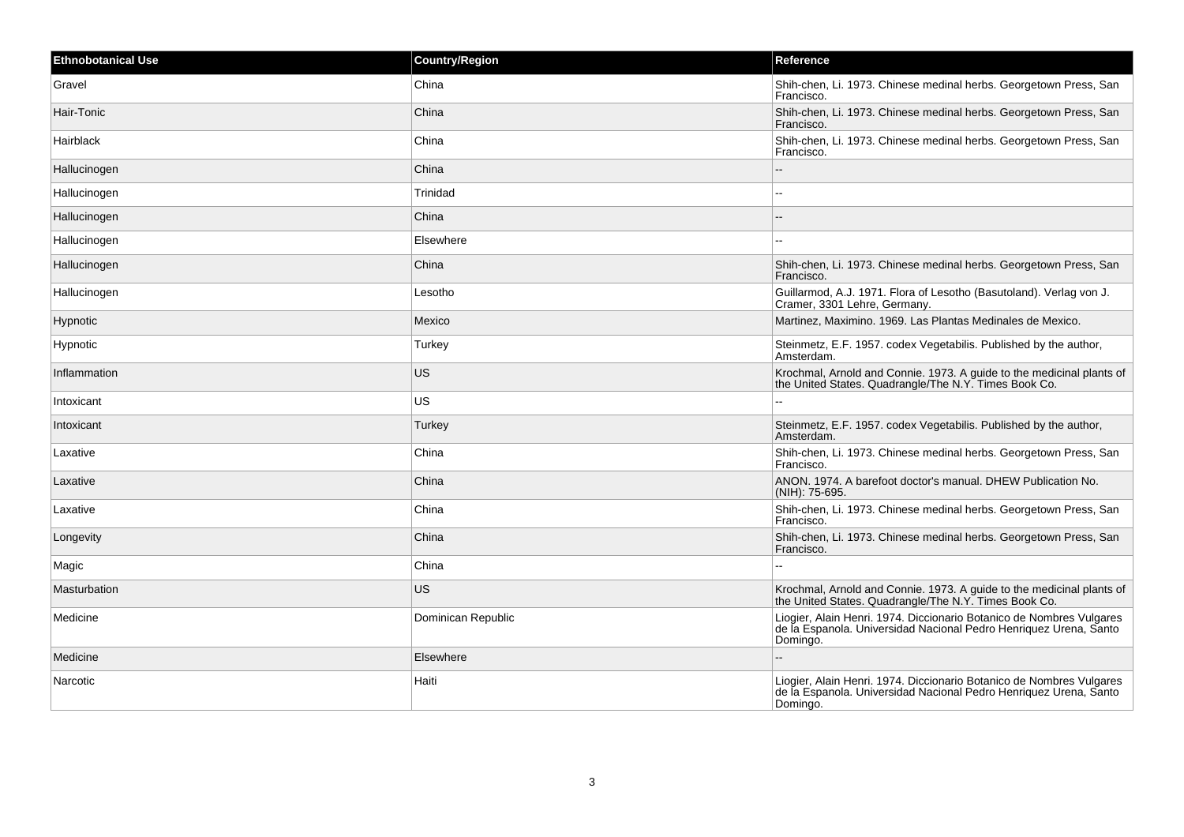| Ethnobotanical Use | Country/Region | Reference |
| --- | --- | --- |
| Gravel | China | Shih-chen, Li. 1973. Chinese medinal herbs. Georgetown Press, San Francisco. |
| Hair-Tonic | China | Shih-chen, Li. 1973. Chinese medinal herbs. Georgetown Press, San Francisco. |
| Hairblack | China | Shih-chen, Li. 1973. Chinese medinal herbs. Georgetown Press, San Francisco. |
| Hallucinogen | China | -- |
| Hallucinogen | Trinidad | -- |
| Hallucinogen | China | -- |
| Hallucinogen | Elsewhere | -- |
| Hallucinogen | China | Shih-chen, Li. 1973. Chinese medinal herbs. Georgetown Press, San Francisco. |
| Hallucinogen | Lesotho | Guillarmod, A.J. 1971. Flora of Lesotho (Basutoland). Verlag von J. Cramer, 3301 Lehre, Germany. |
| Hypnotic | Mexico | Martinez, Maximino. 1969. Las Plantas Medinales de Mexico. |
| Hypnotic | Turkey | Steinmetz, E.F. 1957. codex Vegetabilis. Published by the author, Amsterdam. |
| Inflammation | US | Krochmal, Arnold and Connie. 1973. A guide to the medicinal plants of the United States. Quadrangle/The N.Y. Times Book Co. |
| Intoxicant | US | -- |
| Intoxicant | Turkey | Steinmetz, E.F. 1957. codex Vegetabilis. Published by the author, Amsterdam. |
| Laxative | China | Shih-chen, Li. 1973. Chinese medinal herbs. Georgetown Press, San Francisco. |
| Laxative | China | ANON. 1974. A barefoot doctor's manual. DHEW Publication No. (NIH): 75-695. |
| Laxative | China | Shih-chen, Li. 1973. Chinese medinal herbs. Georgetown Press, San Francisco. |
| Longevity | China | Shih-chen, Li. 1973. Chinese medinal herbs. Georgetown Press, San Francisco. |
| Magic | China | -- |
| Masturbation | US | Krochmal, Arnold and Connie. 1973. A guide to the medicinal plants of the United States. Quadrangle/The N.Y. Times Book Co. |
| Medicine | Dominican Republic | Liogier, Alain Henri. 1974. Diccionario Botanico de Nombres Vulgares de la Espanola. Universidad Nacional Pedro Henriquez Urena, Santo Domingo. |
| Medicine | Elsewhere | -- |
| Narcotic | Haiti | Liogier, Alain Henri. 1974. Diccionario Botanico de Nombres Vulgares de la Espanola. Universidad Nacional Pedro Henriquez Urena, Santo Domingo. |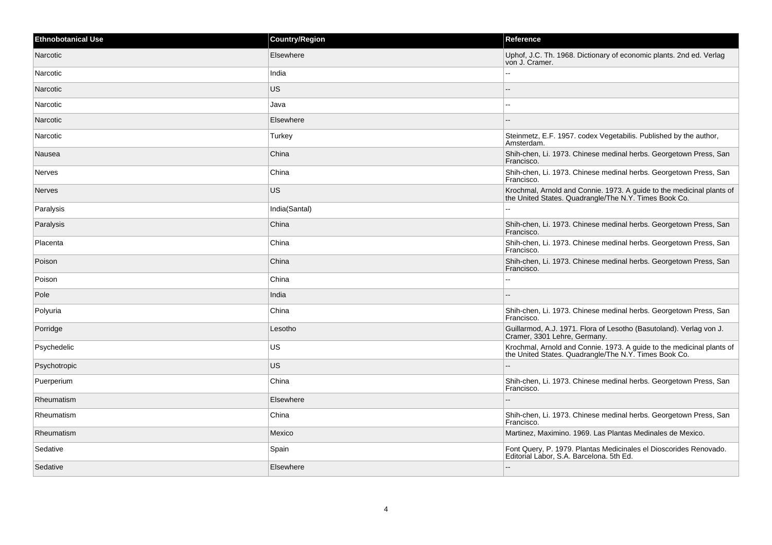| Ethnobotanical Use | Country/Region | Reference |
| --- | --- | --- |
| Narcotic | Elsewhere | Uphof, J.C. Th. 1968. Dictionary of economic plants. 2nd ed. Verlag von J. Cramer. |
| Narcotic | India | -- |
| Narcotic | US | -- |
| Narcotic | Java | -- |
| Narcotic | Elsewhere | -- |
| Narcotic | Turkey | Steinmetz, E.F. 1957. codex Vegetabilis. Published by the author, Amsterdam. |
| Nausea | China | Shih-chen, Li. 1973. Chinese medinal herbs. Georgetown Press, San Francisco. |
| Nerves | China | Shih-chen, Li. 1973. Chinese medinal herbs. Georgetown Press, San Francisco. |
| Nerves | US | Krochmal, Arnold and Connie. 1973. A guide to the medicinal plants of the United States. Quadrangle/The N.Y. Times Book Co. |
| Paralysis | India(Santal) | -- |
| Paralysis | China | Shih-chen, Li. 1973. Chinese medinal herbs. Georgetown Press, San Francisco. |
| Placenta | China | Shih-chen, Li. 1973. Chinese medinal herbs. Georgetown Press, San Francisco. |
| Poison | China | Shih-chen, Li. 1973. Chinese medinal herbs. Georgetown Press, San Francisco. |
| Poison | China | -- |
| Pole | India | -- |
| Polyuria | China | Shih-chen, Li. 1973. Chinese medinal herbs. Georgetown Press, San Francisco. |
| Porridge | Lesotho | Guillarmod, A.J. 1971. Flora of Lesotho (Basutoland). Verlag von J. Cramer, 3301 Lehre, Germany. |
| Psychedelic | US | Krochmal, Arnold and Connie. 1973. A guide to the medicinal plants of the United States. Quadrangle/The N.Y. Times Book Co. |
| Psychotropic | US | -- |
| Puerperium | China | Shih-chen, Li. 1973. Chinese medinal herbs. Georgetown Press, San Francisco. |
| Rheumatism | Elsewhere | -- |
| Rheumatism | China | Shih-chen, Li. 1973. Chinese medinal herbs. Georgetown Press, San Francisco. |
| Rheumatism | Mexico | Martinez, Maximino. 1969. Las Plantas Medinales de Mexico. |
| Sedative | Spain | Font Query, P. 1979. Plantas Medicinales el Dioscorides Renovado. Editorial Labor, S.A. Barcelona. 5th Ed. |
| Sedative | Elsewhere | -- |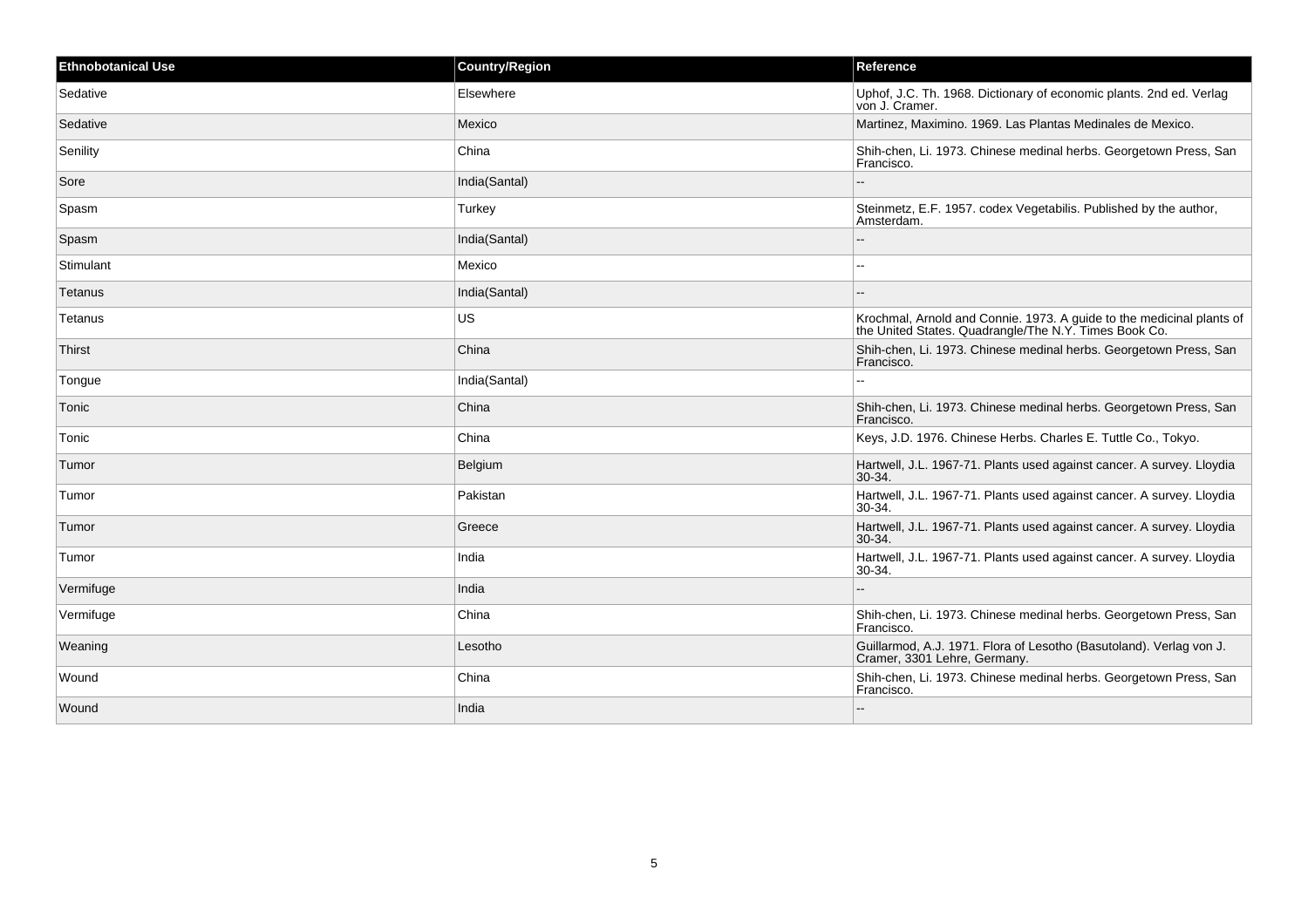| Ethnobotanical Use | Country/Region | Reference |
| --- | --- | --- |
| Sedative | Elsewhere | Uphof, J.C. Th. 1968. Dictionary of economic plants. 2nd ed. Verlag von J. Cramer. |
| Sedative | Mexico | Martinez, Maximino. 1969. Las Plantas Medinales de Mexico. |
| Senility | China | Shih-chen, Li. 1973. Chinese medinal herbs. Georgetown Press, San Francisco. |
| Sore | India(Santal) | -- |
| Spasm | Turkey | Steinmetz, E.F. 1957. codex Vegetabilis. Published by the author, Amsterdam. |
| Spasm | India(Santal) | -- |
| Stimulant | Mexico | -- |
| Tetanus | India(Santal) | -- |
| Tetanus | US | Krochmal, Arnold and Connie. 1973. A guide to the medicinal plants of the United States. Quadrangle/The N.Y. Times Book Co. |
| Thirst | China | Shih-chen, Li. 1973. Chinese medinal herbs. Georgetown Press, San Francisco. |
| Tongue | India(Santal) | -- |
| Tonic | China | Shih-chen, Li. 1973. Chinese medinal herbs. Georgetown Press, San Francisco. |
| Tonic | China | Keys, J.D. 1976. Chinese Herbs. Charles E. Tuttle Co., Tokyo. |
| Tumor | Belgium | Hartwell, J.L. 1967-71. Plants used against cancer. A survey. Lloydia 30-34. |
| Tumor | Pakistan | Hartwell, J.L. 1967-71. Plants used against cancer. A survey. Lloydia 30-34. |
| Tumor | Greece | Hartwell, J.L. 1967-71. Plants used against cancer. A survey. Lloydia 30-34. |
| Tumor | India | Hartwell, J.L. 1967-71. Plants used against cancer. A survey. Lloydia 30-34. |
| Vermifuge | India | -- |
| Vermifuge | China | Shih-chen, Li. 1973. Chinese medinal herbs. Georgetown Press, San Francisco. |
| Weaning | Lesotho | Guillarmod, A.J. 1971. Flora of Lesotho (Basutoland). Verlag von J. Cramer, 3301 Lehre, Germany. |
| Wound | China | Shih-chen, Li. 1973. Chinese medinal herbs. Georgetown Press, San Francisco. |
| Wound | India | -- |